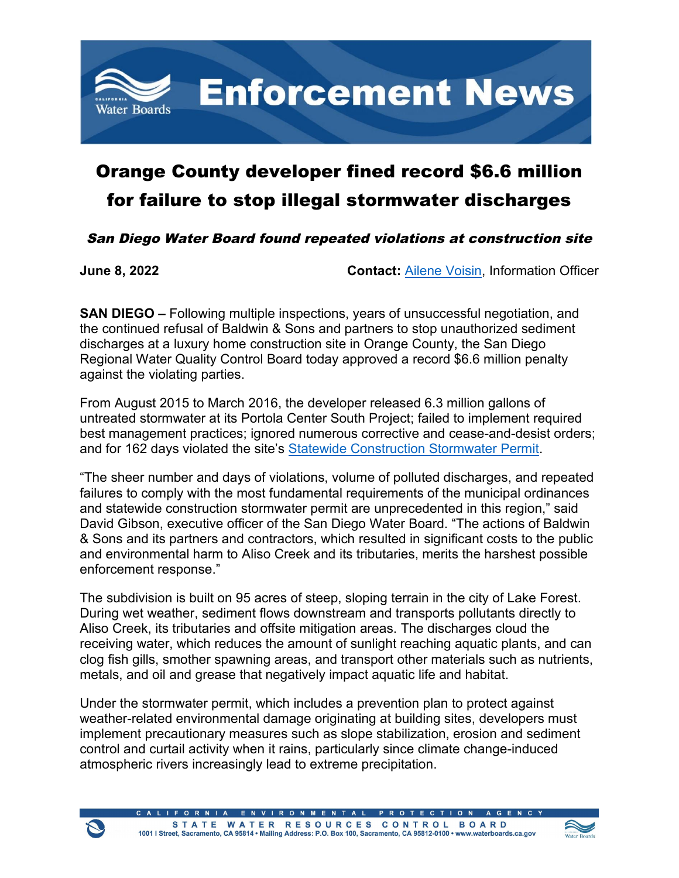# Enforcement News

# Orange County developer fined record $6.6 million for failure to stop illegal stormwater discharges

***San Diego Water Board found repeated violations at construction site***

**June 8, 2022** **Contact:** Ailene Voisin, Information Officer

**SAN DIEGO –** Following multiple inspections, years of unsuccessful negotiation, and the continued refusal of Baldwin & Sons and partners to stop unauthorized sediment discharges at a luxury home construction site in Orange County, the San Diego Regional Water Quality Control Board today approved a record $6.6 million penalty against the violating parties.

From August 2015 to March 2016, the developer released 6.3 million gallons of untreated stormwater at its Portola Center South Project; failed to implement required best management practices; ignored numerous corrective and cease-and-desist orders; and for 162 days violated the site's Statewide Construction Stormwater Permit.

"The sheer number and days of violations, volume of polluted discharges, and repeated failures to comply with the most fundamental requirements of the municipal ordinances and statewide construction stormwater permit are unprecedented in this region," said David Gibson, executive officer of the San Diego Water Board. "The actions of Baldwin & Sons and its partners and contractors, which resulted in significant costs to the public and environmental harm to Aliso Creek and its tributaries, merits the harshest possible enforcement response."

The subdivision is built on 95 acres of steep, sloping terrain in the city of Lake Forest. During wet weather, sediment flows downstream and transports pollutants directly to Aliso Creek, its tributaries and offsite mitigation areas. The discharges cloud the receiving water, which reduces the amount of sunlight reaching aquatic plants, and can clog fish gills, smother spawning areas, and transport other materials such as nutrients, metals, and oil and grease that negatively impact aquatic life and habitat.

Under the stormwater permit, which includes a prevention plan to protect against weather-related environmental damage originating at building sites, developers must implement precautionary measures such as slope stabilization, erosion and sediment control and curtail activity when it rains, particularly since climate change-induced atmospheric rivers increasingly lead to extreme precipitation.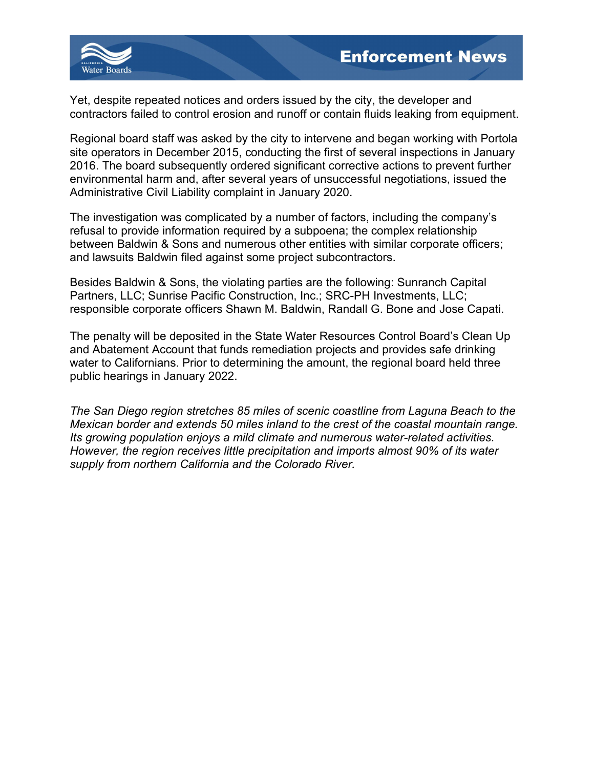Yet, despite repeated notices and orders issued by the city, the developer and contractors failed to control erosion and runoff or contain fluids leaking from equipment.

Regional board staff was asked by the city to intervene and began working with Portola site operators in December 2015, conducting the first of several inspections in January 2016. The board subsequently ordered significant corrective actions to prevent further environmental harm and, after several years of unsuccessful negotiations, issued the Administrative Civil Liability complaint in January 2020.

The investigation was complicated by a number of factors, including the company's refusal to provide information required by a subpoena; the complex relationship between Baldwin & Sons and numerous other entities with similar corporate officers; and lawsuits Baldwin filed against some project subcontractors.

Besides Baldwin & Sons, the violating parties are the following: Sunranch Capital Partners, LLC; Sunrise Pacific Construction, Inc.; SRC-PH Investments, LLC; responsible corporate officers Shawn M. Baldwin, Randall G. Bone and Jose Capati.

The penalty will be deposited in the State Water Resources Control Board's Clean Up and Abatement Account that funds remediation projects and provides safe drinking water to Californians. Prior to determining the amount, the regional board held three public hearings in January 2022.

*The San Diego region stretches 85 miles of scenic coastline from Laguna Beach to the Mexican border and extends 50 miles inland to the crest of the coastal mountain range. Its growing population enjoys a mild climate and numerous water-related activities. However, the region receives little precipitation and imports almost 90% of its water supply from northern California and the Colorado River.*